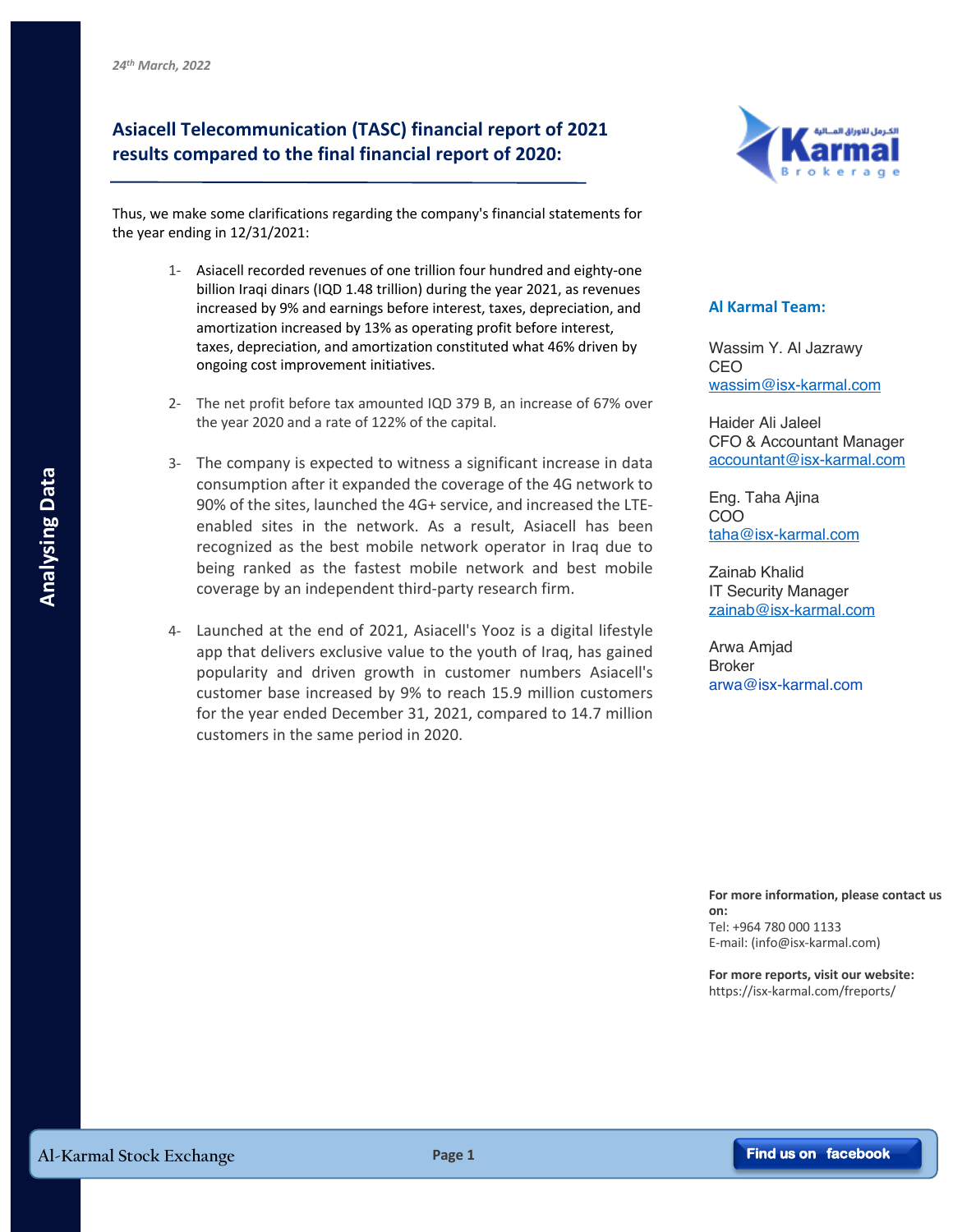*24th March, 2022*

## Asiacell Telecommunication (TASC) financial report of 2021 results compared to the final financial report of 2020:

Thus, we make some clarifications regarding the company's financial statements for the year ending in 12/31/2021:

1- Asiacell recorded revenues of one trillion four hundred and eighty-one billion Iraqi dinars (IQD 1.48 trillion) during the year 2021, as revenues increased by 9% and earnings before interest, taxes, depreciation, and amortization increased by 13% as operating profit before interest, taxes, depreciation, and amortization constituted what 46% driven by ongoing cost improvement initiatives.

2- The net profit before tax amounted IQD 379 B, an increase of 67% over the year 2020 and a rate of 122% of the capital.

3- The company is expected to witness a significant increase in data consumption after it expanded the coverage of the 4G network to 90% of the sites, launched the 4G+ service, and increased the LTE-enabled sites in the network. As a result, Asiacell has been recognized as the best mobile network operator in Iraq due to being ranked as the fastest mobile network and best mobile coverage by an independent third-party research firm.

4- Launched at the end of 2021, Asiacell's Yooz is a digital lifestyle app that delivers exclusive value to the youth of Iraq, has gained popularity and driven growth in customer numbers Asiacell's customer base increased by 9% to reach 15.9 million customers for the year ended December 31, 2021, compared to 14.7 million customers in the same period in 2020.

### Al Karmal Team:

Wassim Y. Al Jazrawy
CEO
wassim@isx-karmal.com

Haider Ali Jaleel
CFO & Accountant Manager
accountant@isx-karmal.com

Eng. Taha Ajina
COO
taha@isx-karmal.com

Zainab Khalid
IT Security Manager
zainab@isx-karmal.com

Arwa Amjad
Broker
arwa@isx-karmal.com

**For more information, please contact us on:**
Tel: +964 780 000 1133
E-mail: (info@isx-karmal.com)

**For more reports, visit our website:**
https://isx-karmal.com/freports/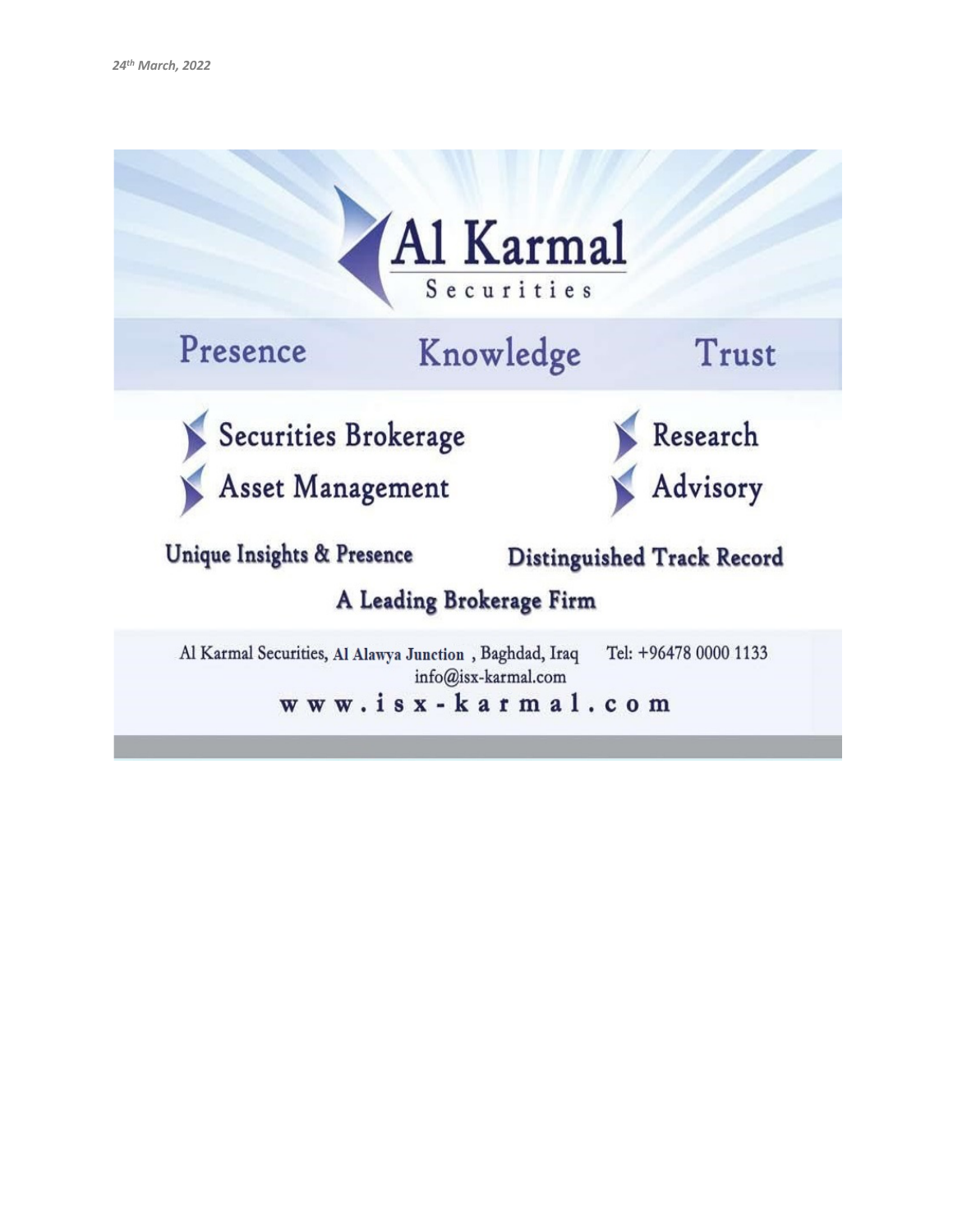*24th March, 2022*

# Al Karmal

Securities

Presence Knowledge Trust

- Securities Brokerage
- Asset Management
- Research
- Advisory

**Unique Insights & Presence**

**Distinguished Track Record**

**A Leading Brokerage Firm**

Al Karmal Securities, **Al Alawya Junction** , Baghdad, Iraq Tel: +96478 0000 1133

info@isx-karmal.com

**www.isx-karmal.com**